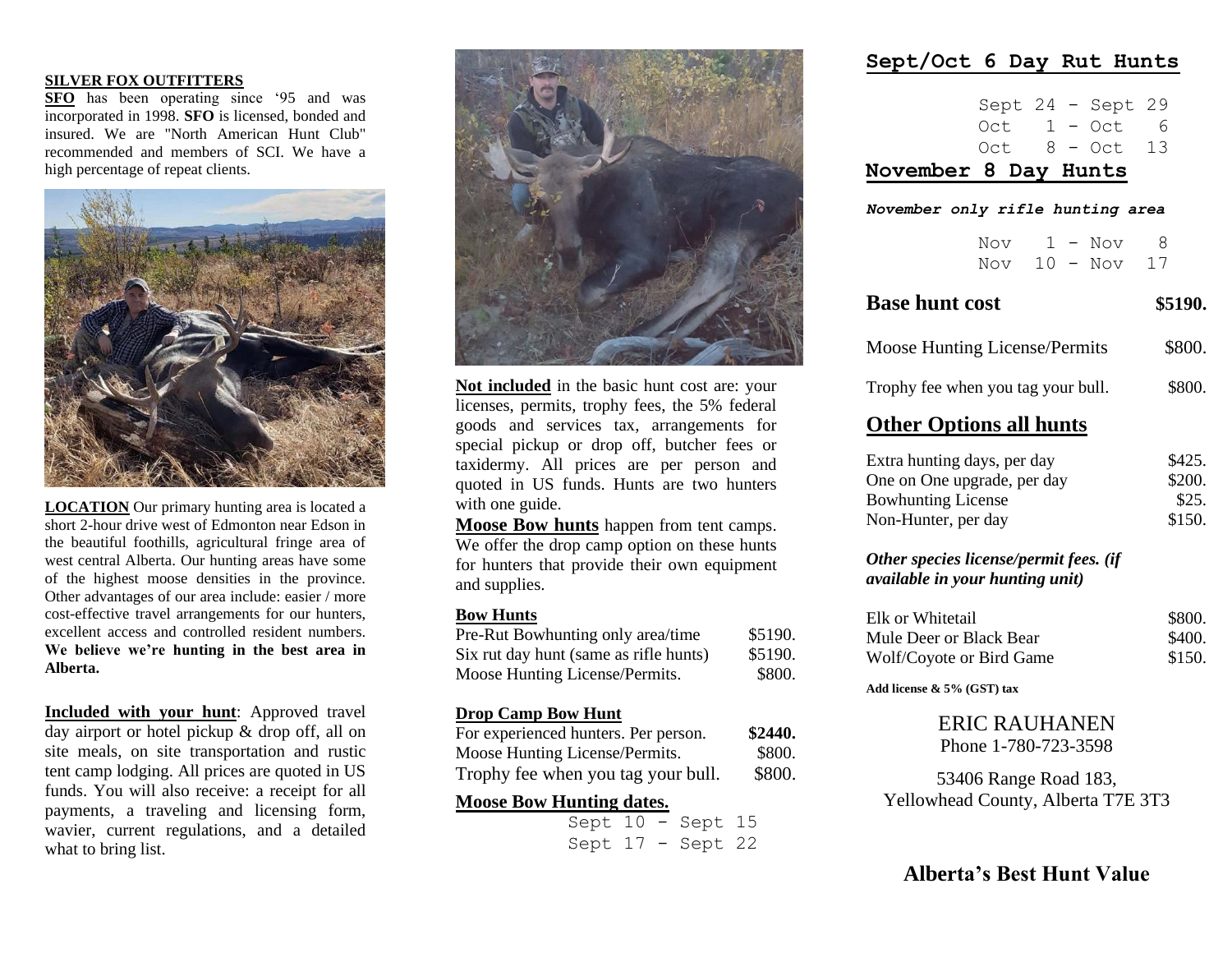**SILVER FOX OUTFITTERS**

**SFO** has been operating since '95 and was incorporated in 1998. **SFO** is licensed, bonded and insured. We are "North American Hunt Club" recommended and members of SCI. We have a high percentage of repeat clients.

**LOCATION** Our primary hunting area is located a short 2-hour drive west of Edmonton near Edson in the beautiful foothills, agricultural fringe area of west central Alberta. Our hunting areas have some of the highest moose densities in the province. Other advantages of our area include: easier / more cost-effective travel arrangements for our hunters, excellent access and controlled resident numbers. **We believe we're hunting in the best area in Alberta.**

**Included with your hunt**: Approved travel day airport or hotel pickup & drop off, all on site meals, on site transportation and rustic tent camp lodging. All prices are quoted in US funds. You will also receive: a receipt for all payments, a traveling and licensing form, wavier, current regulations, and a detailed what to bring list.

**Not included** in the basic hunt cost are: your licenses, permits, trophy fees, the 5% federal goods and services tax, arrangements for special pickup or drop off, butcher fees or taxidermy. All prices are per person and quoted in US funds. Hunts are two hunters with one guide.

**Moose Bow hunts** happen from tent camps. We offer the drop camp option on these hunts for hunters that provide their own equipment and supplies.

**Bow Hunts**

| | |
|---|---|
| Pre-Rut Bowhunting only area/time | $5190. |
| Six rut day hunt (same as rifle hunts) | $5190. |
| Moose Hunting License/Permits. | $800. |

**Drop Camp Bow Hunt**

| | |
|---|---|
| For experienced hunters. Per person. | **$2440.** |
| Moose Hunting License/Permits. | $800. |
| Trophy fee when you tag your bull. | $800. |

**Moose Bow Hunting dates.**

Sept 10 - Sept 15
Sept 17 - Sept 22

## Sept/Oct 6 Day Rut Hunts

Sept 24 - Sept 29
Oct 1 - Oct 6
Oct 8 - Oct 13

## November 8 Day Hunts

***November only rifle hunting area***

Nov 1 - Nov 8
Nov 10 - Nov 17

| | |
|---|---|
| **Base hunt cost** | **$5190.** |
| Moose Hunting License/Permits | $800. |
| Trophy fee when you tag your bull. | $800. |

## Other Options all hunts

| | |
|---|---|
| Extra hunting days, per day | $425. |
| One on One upgrade, per day | $200. |
| Bowhunting License | $25. |
| Non-Hunter, per day | $150. |

***Other species license/permit fees. (if available in your hunting unit)***

| | |
|---|---|
| Elk or Whitetail | $800. |
| Mule Deer or Black Bear | $400. |
| Wolf/Coyote or Bird Game | $150. |

**Add license & 5% (GST) tax**

ERIC RAUHANEN
Phone 1-780-723-3598

53406 Range Road 183,
Yellowhead County, Alberta T7E 3T3

**Alberta's Best Hunt Value**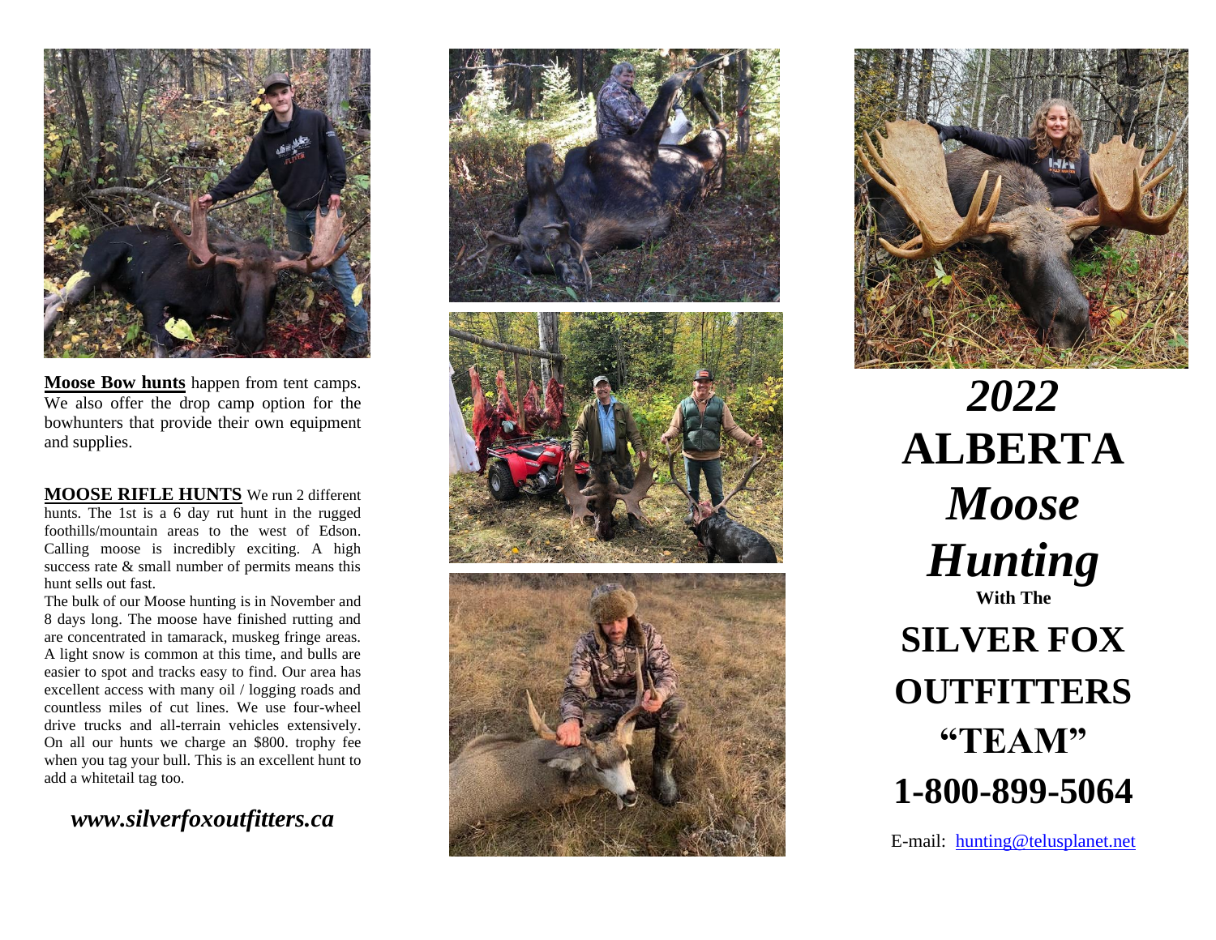**Moose Bow hunts** happen from tent camps. We also offer the drop camp option for the bowhunters that provide their own equipment and supplies.

**MOOSE RIFLE HUNTS** We run 2 different hunts. The 1st is a 6 day rut hunt in the rugged foothills/mountain areas to the west of Edson. Calling moose is incredibly exciting. A high success rate & small number of permits means this hunt sells out fast.

The bulk of our Moose hunting is in November and 8 days long. The moose have finished rutting and are concentrated in tamarack, muskeg fringe areas. A light snow is common at this time, and bulls are easier to spot and tracks easy to find. Our area has excellent access with many oil / logging roads and countless miles of cut lines. We use four-wheel drive trucks and all-terrain vehicles extensively. On all our hunts we charge an $800. trophy fee when you tag your bull. This is an excellent hunt to add a whitetail tag too.

***www.silverfoxoutfitters.ca***

# *2022*
# ALBERTA
# *Moose Hunting*
**With The**
# SILVER FOX OUTFITTERS "TEAM"
# 1-800-899-5064

E-mail: hunting@telusplanet.net